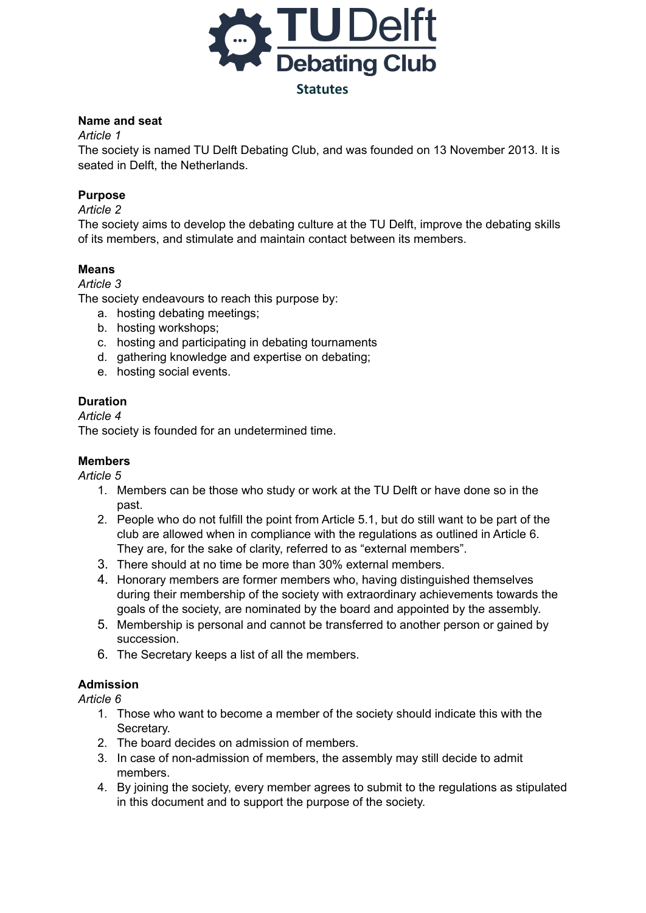# TU Delft Debating Club

## Statutes

**Name and seat**

*Article 1*

The society is named TU Delft Debating Club, and was founded on 13 November 2013. It is seated in Delft, the Netherlands.

**Purpose**

*Article 2*

The society aims to develop the debating culture at the TU Delft, improve the debating skills of its members, and stimulate and maintain contact between its members.

**Means**

*Article 3*

The society endeavours to reach this purpose by:

a. hosting debating meetings;
b. hosting workshops;
c. hosting and participating in debating tournaments
d. gathering knowledge and expertise on debating;
e. hosting social events.

**Duration**

*Article 4*

The society is founded for an undetermined time.

**Members**

*Article 5*

1. Members can be those who study or work at the TU Delft or have done so in the past.
2. People who do not fulfill the point from Article 5.1, but do still want to be part of the club are allowed when in compliance with the regulations as outlined in Article 6. They are, for the sake of clarity, referred to as "external members".
3. There should at no time be more than 30% external members.
4. Honorary members are former members who, having distinguished themselves during their membership of the society with extraordinary achievements towards the goals of the society, are nominated by the board and appointed by the assembly.
5. Membership is personal and cannot be transferred to another person or gained by succession.
6. The Secretary keeps a list of all the members.

**Admission**

*Article 6*

1. Those who want to become a member of the society should indicate this with the Secretary.
2. The board decides on admission of members.
3. In case of non-admission of members, the assembly may still decide to admit members.
4. By joining the society, every member agrees to submit to the regulations as stipulated in this document and to support the purpose of the society.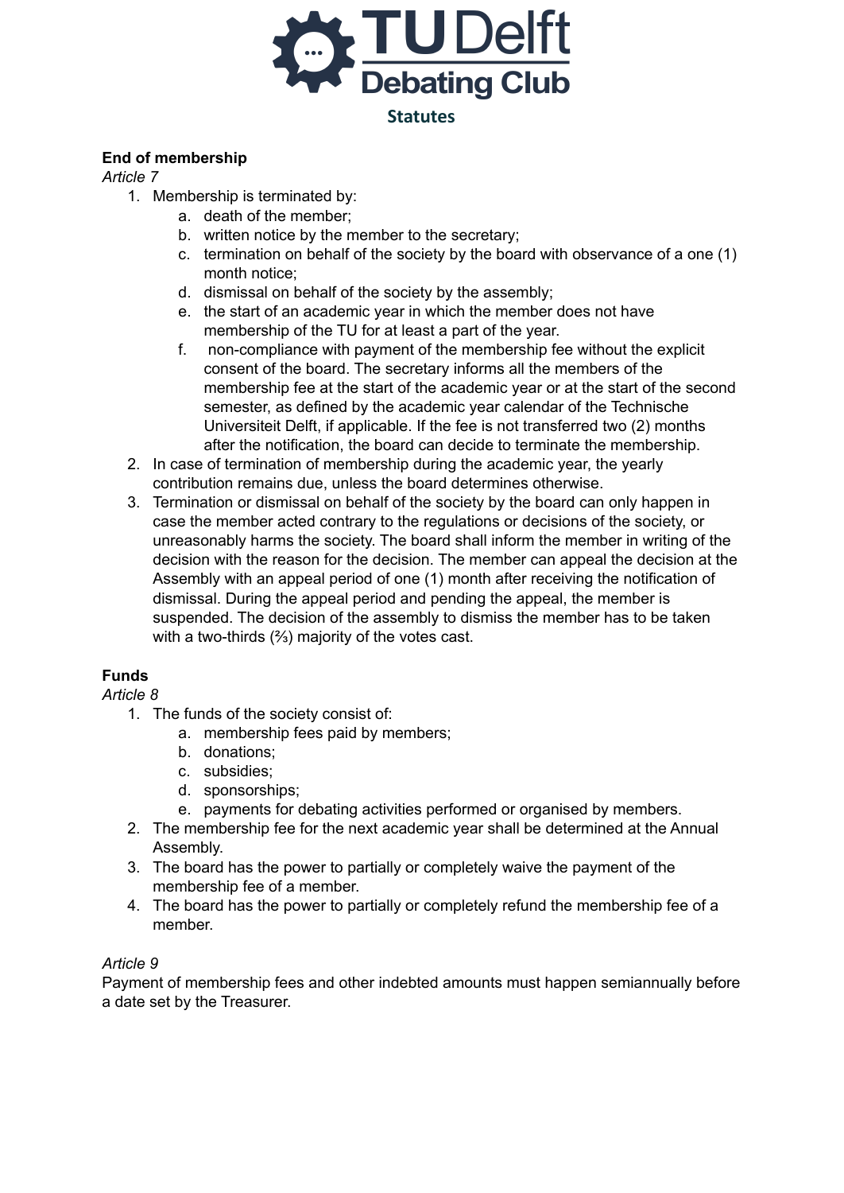**End of membership**

*Article 7*

1. Membership is terminated by:
    a. death of the member;
    b. written notice by the member to the secretary;
    c. termination on behalf of the society by the board with observance of a one (1) month notice;
    d. dismissal on behalf of the society by the assembly;
    e. the start of an academic year in which the member does not have membership of the TU for at least a part of the year.
    f. non-compliance with payment of the membership fee without the explicit consent of the board. The secretary informs all the members of the membership fee at the start of the academic year or at the start of the second semester, as defined by the academic year calendar of the Technische Universiteit Delft, if applicable. If the fee is not transferred two (2) months after the notification, the board can decide to terminate the membership.
2. In case of termination of membership during the academic year, the yearly contribution remains due, unless the board determines otherwise.
3. Termination or dismissal on behalf of the society by the board can only happen in case the member acted contrary to the regulations or decisions of the society, or unreasonably harms the society. The board shall inform the member in writing of the decision with the reason for the decision. The member can appeal the decision at the Assembly with an appeal period of one (1) month after receiving the notification of dismissal. During the appeal period and pending the appeal, the member is suspended. The decision of the assembly to dismiss the member has to be taken with a two-thirds (⅔) majority of the votes cast.

**Funds**

*Article 8*

1. The funds of the society consist of:
    a. membership fees paid by members;
    b. donations;
    c. subsidies;
    d. sponsorships;
    e. payments for debating activities performed or organised by members.
2. The membership fee for the next academic year shall be determined at the Annual Assembly.
3. The board has the power to partially or completely waive the payment of the membership fee of a member.
4. The board has the power to partially or completely refund the membership fee of a member.

*Article 9*

Payment of membership fees and other indebted amounts must happen semiannually before a date set by the Treasurer.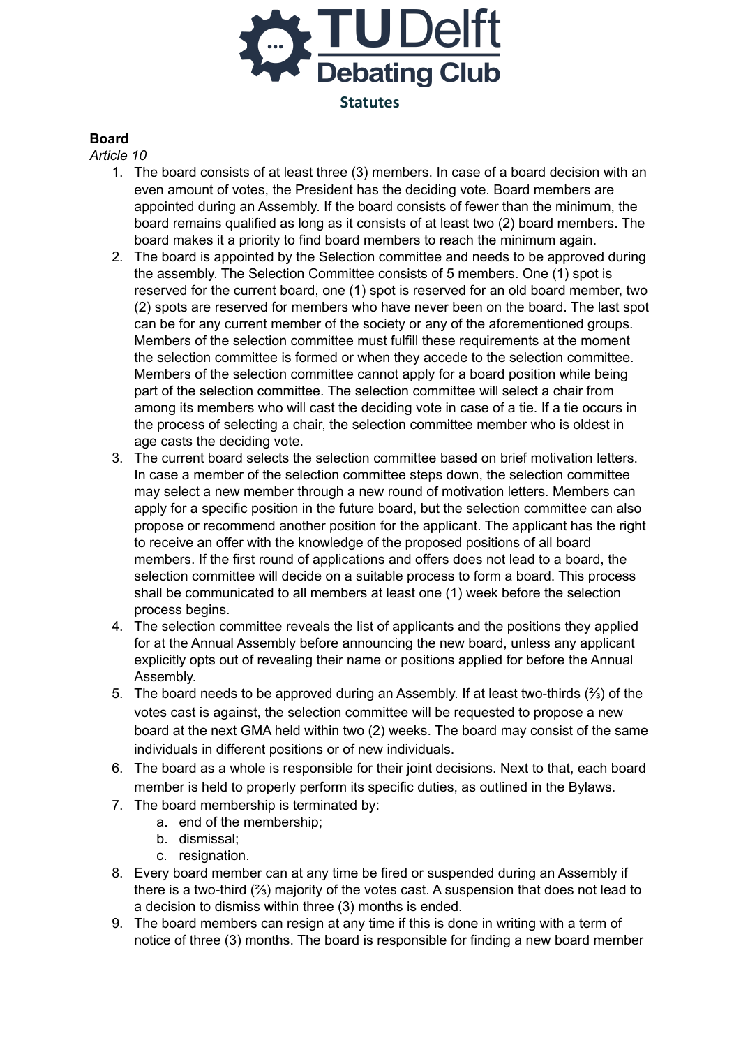**Board**

*Article 10*

1. The board consists of at least three (3) members. In case of a board decision with an even amount of votes, the President has the deciding vote. Board members are appointed during an Assembly. If the board consists of fewer than the minimum, the board remains qualified as long as it consists of at least two (2) board members. The board makes it a priority to find board members to reach the minimum again.
2. The board is appointed by the Selection committee and needs to be approved during the assembly. The Selection Committee consists of 5 members. One (1) spot is reserved for the current board, one (1) spot is reserved for an old board member, two (2) spots are reserved for members who have never been on the board. The last spot can be for any current member of the society or any of the aforementioned groups. Members of the selection committee must fulfill these requirements at the moment the selection committee is formed or when they accede to the selection committee. Members of the selection committee cannot apply for a board position while being part of the selection committee. The selection committee will select a chair from among its members who will cast the deciding vote in case of a tie. If a tie occurs in the process of selecting a chair, the selection committee member who is oldest in age casts the deciding vote.
3. The current board selects the selection committee based on brief motivation letters. In case a member of the selection committee steps down, the selection committee may select a new member through a new round of motivation letters. Members can apply for a specific position in the future board, but the selection committee can also propose or recommend another position for the applicant. The applicant has the right to receive an offer with the knowledge of the proposed positions of all board members. If the first round of applications and offers does not lead to a board, the selection committee will decide on a suitable process to form a board. This process shall be communicated to all members at least one (1) week before the selection process begins.
4. The selection committee reveals the list of applicants and the positions they applied for at the Annual Assembly before announcing the new board, unless any applicant explicitly opts out of revealing their name or positions applied for before the Annual Assembly.
5. The board needs to be approved during an Assembly. If at least two-thirds (⅔) of the votes cast is against, the selection committee will be requested to propose a new board at the next GMA held within two (2) weeks. The board may consist of the same individuals in different positions or of new individuals.
6. The board as a whole is responsible for their joint decisions. Next to that, each board member is held to properly perform its specific duties, as outlined in the Bylaws.
7. The board membership is terminated by:
   a. end of the membership;
   b. dismissal;
   c. resignation.
8. Every board member can at any time be fired or suspended during an Assembly if there is a two-third (⅔) majority of the votes cast. A suspension that does not lead to a decision to dismiss within three (3) months is ended.
9. The board members can resign at any time if this is done in writing with a term of notice of three (3) months. The board is responsible for finding a new board member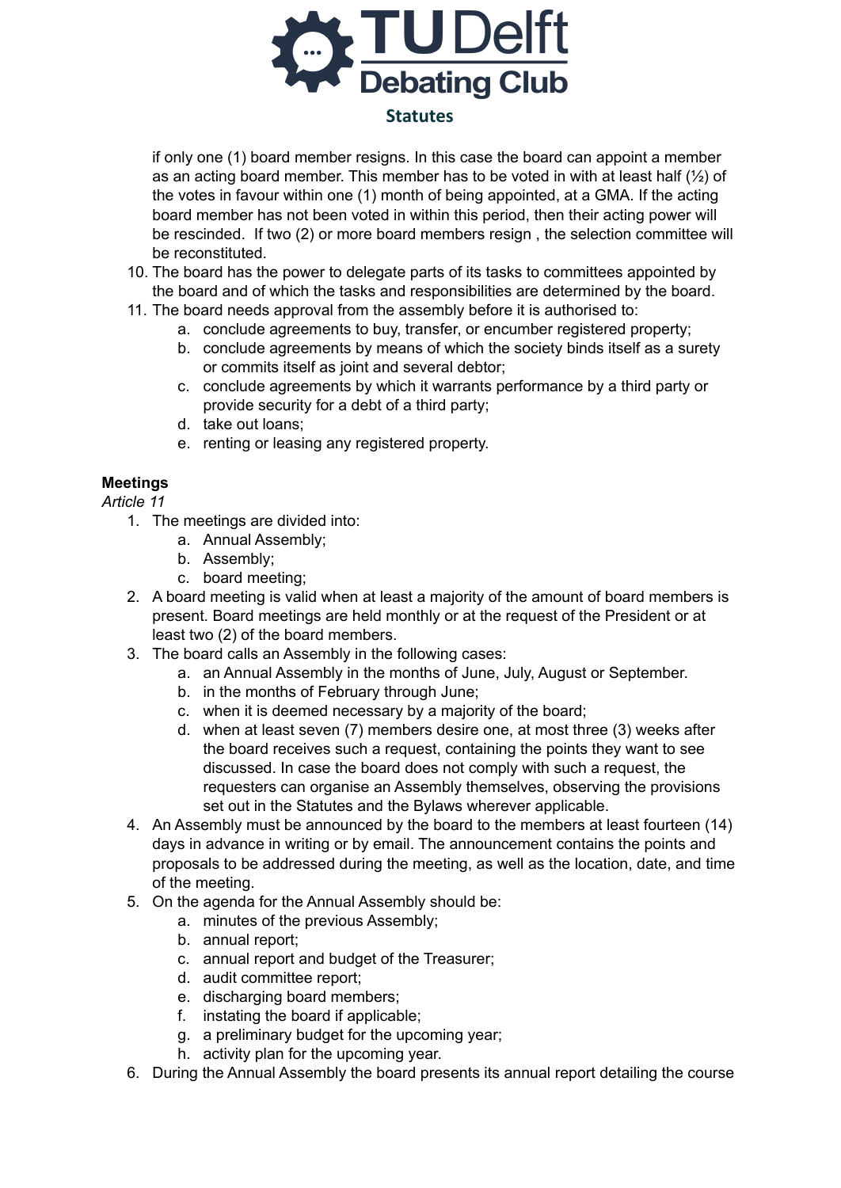if only one (1) board member resigns. In this case the board can appoint a member as an acting board member. This member has to be voted in with at least half (½) of the votes in favour within one (1) month of being appointed, at a GMA. If the acting board member has not been voted in within this period, then their acting power will be rescinded. If two (2) or more board members resign , the selection committee will be reconstituted.

10. The board has the power to delegate parts of its tasks to committees appointed by the board and of which the tasks and responsibilities are determined by the board.
11. The board needs approval from the assembly before it is authorised to:
    a. conclude agreements to buy, transfer, or encumber registered property;
    b. conclude agreements by means of which the society binds itself as a surety or commits itself as joint and several debtor;
    c. conclude agreements by which it warrants performance by a third party or provide security for a debt of a third party;
    d. take out loans;
    e. renting or leasing any registered property.

**Meetings**

*Article 11*

1. The meetings are divided into:
    a. Annual Assembly;
    b. Assembly;
    c. board meeting;
2. A board meeting is valid when at least a majority of the amount of board members is present. Board meetings are held monthly or at the request of the President or at least two (2) of the board members.
3. The board calls an Assembly in the following cases:
    a. an Annual Assembly in the months of June, July, August or September.
    b. in the months of February through June;
    c. when it is deemed necessary by a majority of the board;
    d. when at least seven (7) members desire one, at most three (3) weeks after the board receives such a request, containing the points they want to see discussed. In case the board does not comply with such a request, the requesters can organise an Assembly themselves, observing the provisions set out in the Statutes and the Bylaws wherever applicable.
4. An Assembly must be announced by the board to the members at least fourteen (14) days in advance in writing or by email. The announcement contains the points and proposals to be addressed during the meeting, as well as the location, date, and time of the meeting.
5. On the agenda for the Annual Assembly should be:
    a. minutes of the previous Assembly;
    b. annual report;
    c. annual report and budget of the Treasurer;
    d. audit committee report;
    e. discharging board members;
    f. instating the board if applicable;
    g. a preliminary budget for the upcoming year;
    h. activity plan for the upcoming year.
6. During the Annual Assembly the board presents its annual report detailing the course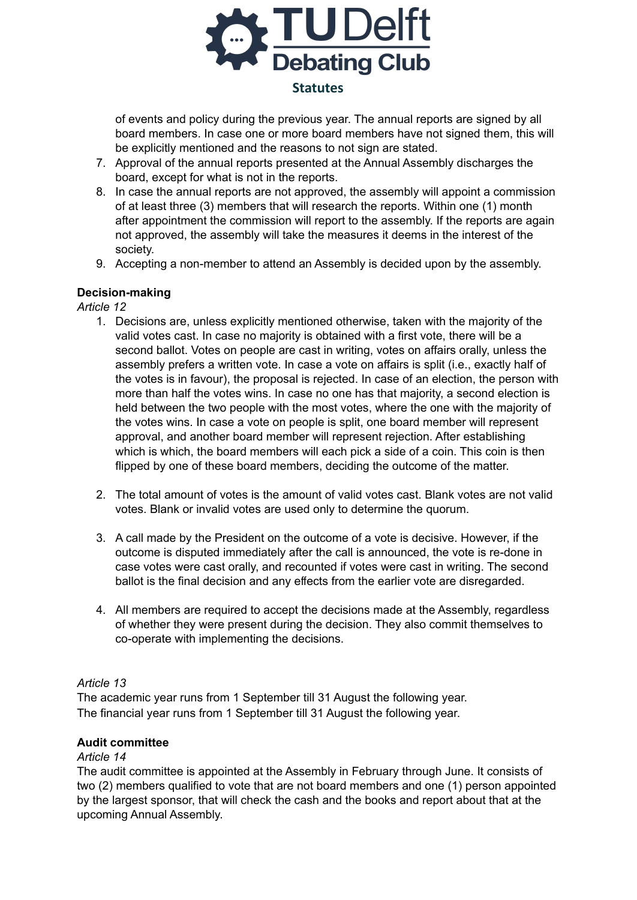of events and policy during the previous year. The annual reports are signed by all board members. In case one or more board members have not signed them, this will be explicitly mentioned and the reasons to not sign are stated.

7. Approval of the annual reports presented at the Annual Assembly discharges the board, except for what is not in the reports.
8. In case the annual reports are not approved, the assembly will appoint a commission of at least three (3) members that will research the reports. Within one (1) month after appointment the commission will report to the assembly. If the reports are again not approved, the assembly will take the measures it deems in the interest of the society.
9. Accepting a non-member to attend an Assembly is decided upon by the assembly.

**Decision-making**

*Article 12*

1. Decisions are, unless explicitly mentioned otherwise, taken with the majority of the valid votes cast. In case no majority is obtained with a first vote, there will be a second ballot. Votes on people are cast in writing, votes on affairs orally, unless the assembly prefers a written vote. In case a vote on affairs is split (i.e., exactly half of the votes is in favour), the proposal is rejected. In case of an election, the person with more than half the votes wins. In case no one has that majority, a second election is held between the two people with the most votes, where the one with the majority of the votes wins. In case a vote on people is split, one board member will represent approval, and another board member will represent rejection. After establishing which is which, the board members will each pick a side of a coin. This coin is then flipped by one of these board members, deciding the outcome of the matter.

2. The total amount of votes is the amount of valid votes cast. Blank votes are not valid votes. Blank or invalid votes are used only to determine the quorum.

3. A call made by the President on the outcome of a vote is decisive. However, if the outcome is disputed immediately after the call is announced, the vote is re-done in case votes were cast orally, and recounted if votes were cast in writing. The second ballot is the final decision and any effects from the earlier vote are disregarded.

4. All members are required to accept the decisions made at the Assembly, regardless of whether they were present during the decision. They also commit themselves to co-operate with implementing the decisions.

*Article 13*

The academic year runs from 1 September till 31 August the following year.
The financial year runs from 1 September till 31 August the following year.

**Audit committee**

*Article 14*

The audit committee is appointed at the Assembly in February through June. It consists of two (2) members qualified to vote that are not board members and one (1) person appointed by the largest sponsor, that will check the cash and the books and report about that at the upcoming Annual Assembly.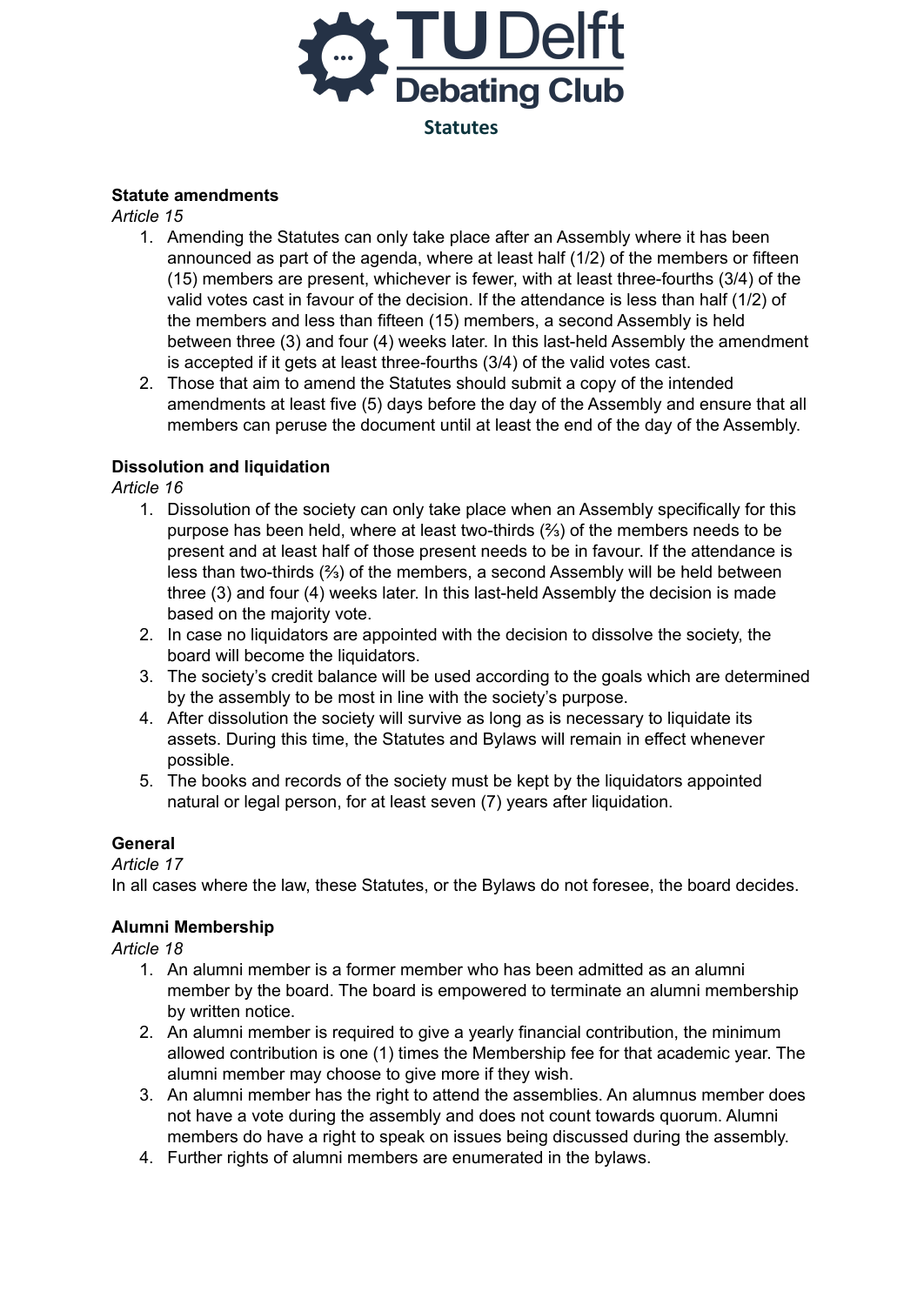**Statute amendments**

*Article 15*

1. Amending the Statutes can only take place after an Assembly where it has been announced as part of the agenda, where at least half (1/2) of the members or fifteen (15) members are present, whichever is fewer, with at least three-fourths (3/4) of the valid votes cast in favour of the decision. If the attendance is less than half (1/2) of the members and less than fifteen (15) members, a second Assembly is held between three (3) and four (4) weeks later. In this last-held Assembly the amendment is accepted if it gets at least three-fourths (3/4) of the valid votes cast.
2. Those that aim to amend the Statutes should submit a copy of the intended amendments at least five (5) days before the day of the Assembly and ensure that all members can peruse the document until at least the end of the day of the Assembly.

**Dissolution and liquidation**

*Article 16*

1. Dissolution of the society can only take place when an Assembly specifically for this purpose has been held, where at least two-thirds (⅔) of the members needs to be present and at least half of those present needs to be in favour. If the attendance is less than two-thirds (⅔) of the members, a second Assembly will be held between three (3) and four (4) weeks later. In this last-held Assembly the decision is made based on the majority vote.
2. In case no liquidators are appointed with the decision to dissolve the society, the board will become the liquidators.
3. The society's credit balance will be used according to the goals which are determined by the assembly to be most in line with the society's purpose.
4. After dissolution the society will survive as long as is necessary to liquidate its assets. During this time, the Statutes and Bylaws will remain in effect whenever possible.
5. The books and records of the society must be kept by the liquidators appointed natural or legal person, for at least seven (7) years after liquidation.

**General**

*Article 17*

In all cases where the law, these Statutes, or the Bylaws do not foresee, the board decides.

**Alumni Membership**

*Article 18*

1. An alumni member is a former member who has been admitted as an alumni member by the board. The board is empowered to terminate an alumni membership by written notice.
2. An alumni member is required to give a yearly financial contribution, the minimum allowed contribution is one (1) times the Membership fee for that academic year. The alumni member may choose to give more if they wish.
3. An alumni member has the right to attend the assemblies. An alumnus member does not have a vote during the assembly and does not count towards quorum. Alumni members do have a right to speak on issues being discussed during the assembly.
4. Further rights of alumni members are enumerated in the bylaws.